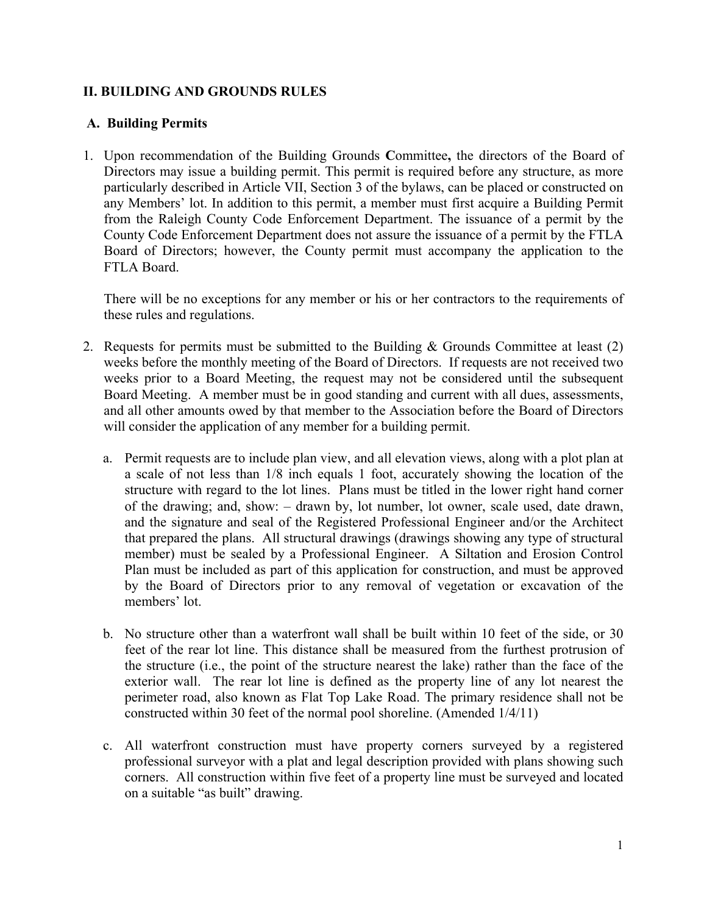## II. BUILDING AND GROUNDS RULES

### A. Building Permits

1. Upon recommendation of the Building Grounds **C**ommittee**,** the directors of the Board of Directors may issue a building permit. This permit is required before any structure, as more particularly described in Article VII, Section 3 of the bylaws, can be placed or constructed on any Members' lot. In addition to this permit, a member must first acquire a Building Permit from the Raleigh County Code Enforcement Department. The issuance of a permit by the County Code Enforcement Department does not assure the issuance of a permit by the FTLA Board of Directors; however, the County permit must accompany the application to the FTLA Board.

   There will be no exceptions for any member or his or her contractors to the requirements of these rules and regulations.

2. Requests for permits must be submitted to the Building & Grounds Committee at least (2) weeks before the monthly meeting of the Board of Directors. If requests are not received two weeks prior to a Board Meeting, the request may not be considered until the subsequent Board Meeting. A member must be in good standing and current with all dues, assessments, and all other amounts owed by that member to the Association before the Board of Directors will consider the application of any member for a building permit.

   a. Permit requests are to include plan view, and all elevation views, along with a plot plan at a scale of not less than 1/8 inch equals 1 foot, accurately showing the location of the structure with regard to the lot lines. Plans must be titled in the lower right hand corner of the drawing; and, show: – drawn by, lot number, lot owner, scale used, date drawn, and the signature and seal of the Registered Professional Engineer and/or the Architect that prepared the plans. All structural drawings (drawings showing any type of structural member) must be sealed by a Professional Engineer. A Siltation and Erosion Control Plan must be included as part of this application for construction, and must be approved by the Board of Directors prior to any removal of vegetation or excavation of the members' lot.

   b. No structure other than a waterfront wall shall be built within 10 feet of the side, or 30 feet of the rear lot line. This distance shall be measured from the furthest protrusion of the structure (i.e., the point of the structure nearest the lake) rather than the face of the exterior wall. The rear lot line is defined as the property line of any lot nearest the perimeter road, also known as Flat Top Lake Road. The primary residence shall not be constructed within 30 feet of the normal pool shoreline. (Amended 1/4/11)

   c. All waterfront construction must have property corners surveyed by a registered professional surveyor with a plat and legal description provided with plans showing such corners. All construction within five feet of a property line must be surveyed and located on a suitable "as built" drawing.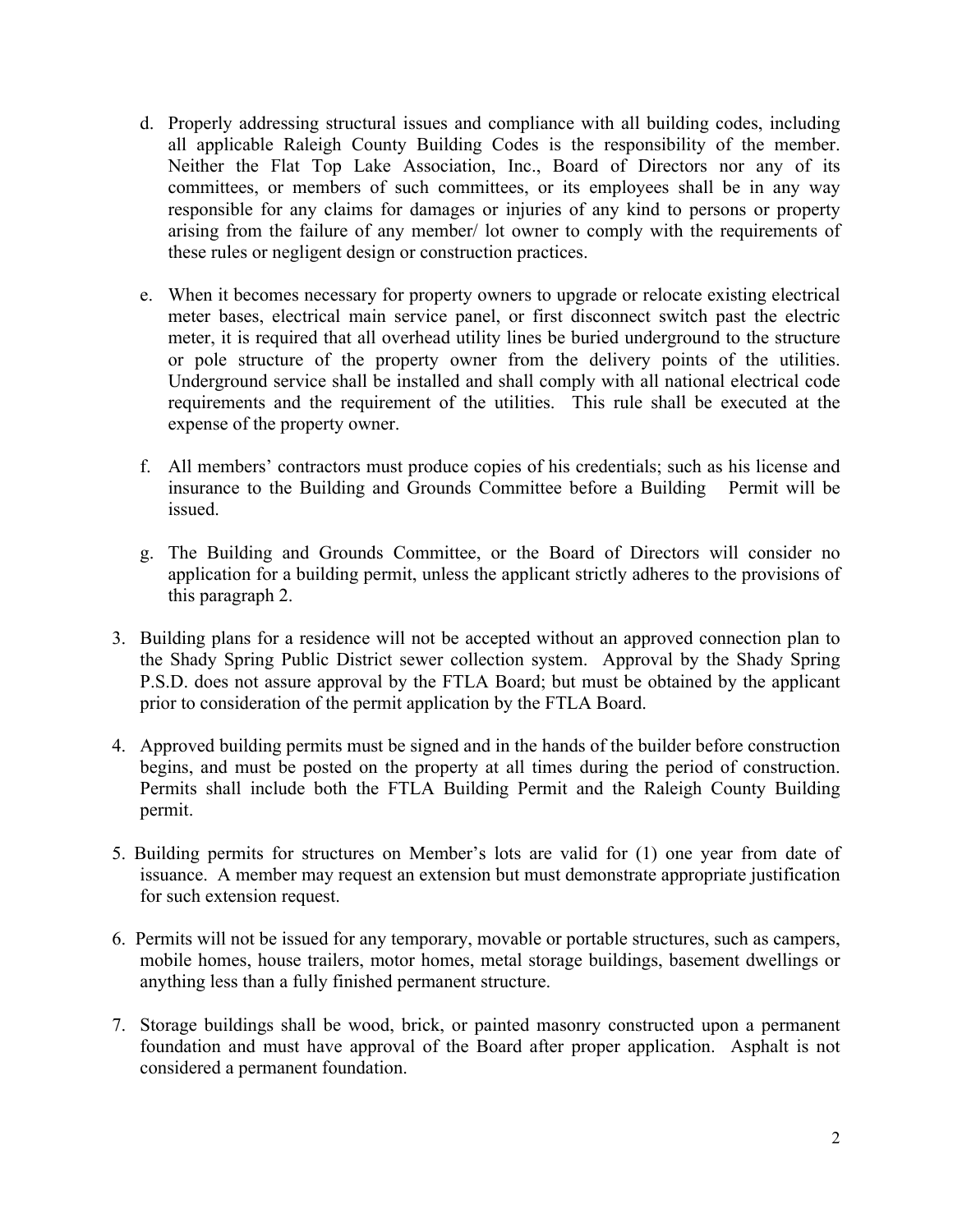d. Properly addressing structural issues and compliance with all building codes, including all applicable Raleigh County Building Codes is the responsibility of the member. Neither the Flat Top Lake Association, Inc., Board of Directors nor any of its committees, or members of such committees, or its employees shall be in any way responsible for any claims for damages or injuries of any kind to persons or property arising from the failure of any member/ lot owner to comply with the requirements of these rules or negligent design or construction practices.

e. When it becomes necessary for property owners to upgrade or relocate existing electrical meter bases, electrical main service panel, or first disconnect switch past the electric meter, it is required that all overhead utility lines be buried underground to the structure or pole structure of the property owner from the delivery points of the utilities. Underground service shall be installed and shall comply with all national electrical code requirements and the requirement of the utilities. This rule shall be executed at the expense of the property owner.

f. All members' contractors must produce copies of his credentials; such as his license and insurance to the Building and Grounds Committee before a Building Permit will be issued.

g. The Building and Grounds Committee, or the Board of Directors will consider no application for a building permit, unless the applicant strictly adheres to the provisions of this paragraph 2.

3. Building plans for a residence will not be accepted without an approved connection plan to the Shady Spring Public District sewer collection system. Approval by the Shady Spring P.S.D. does not assure approval by the FTLA Board; but must be obtained by the applicant prior to consideration of the permit application by the FTLA Board.

4. Approved building permits must be signed and in the hands of the builder before construction begins, and must be posted on the property at all times during the period of construction. Permits shall include both the FTLA Building Permit and the Raleigh County Building permit.

5. Building permits for structures on Member's lots are valid for (1) one year from date of issuance. A member may request an extension but must demonstrate appropriate justification for such extension request.

6. Permits will not be issued for any temporary, movable or portable structures, such as campers, mobile homes, house trailers, motor homes, metal storage buildings, basement dwellings or anything less than a fully finished permanent structure.

7. Storage buildings shall be wood, brick, or painted masonry constructed upon a permanent foundation and must have approval of the Board after proper application. Asphalt is not considered a permanent foundation.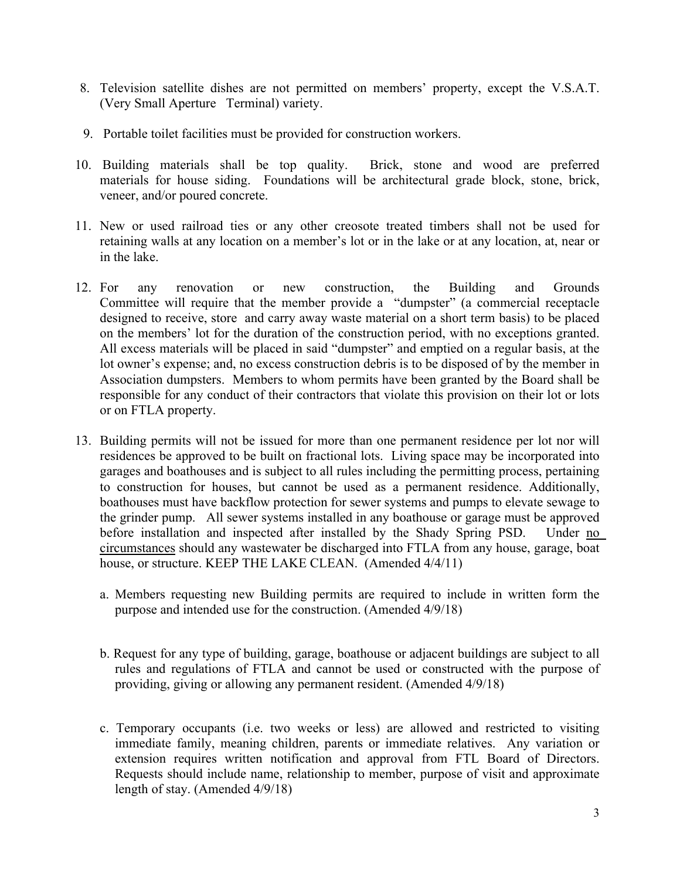8. Television satellite dishes are not permitted on members' property, except the V.S.A.T. (Very Small Aperture Terminal) variety.

9. Portable toilet facilities must be provided for construction workers.

10. Building materials shall be top quality. Brick, stone and wood are preferred materials for house siding. Foundations will be architectural grade block, stone, brick, veneer, and/or poured concrete.

11. New or used railroad ties or any other creosote treated timbers shall not be used for retaining walls at any location on a member's lot or in the lake or at any location, at, near or in the lake.

12. For any renovation or new construction, the Building and Grounds Committee will require that the member provide a "dumpster" (a commercial receptacle designed to receive, store and carry away waste material on a short term basis) to be placed on the members' lot for the duration of the construction period, with no exceptions granted. All excess materials will be placed in said "dumpster" and emptied on a regular basis, at the lot owner's expense; and, no excess construction debris is to be disposed of by the member in Association dumpsters. Members to whom permits have been granted by the Board shall be responsible for any conduct of their contractors that violate this provision on their lot or lots or on FTLA property.

13. Building permits will not be issued for more than one permanent residence per lot nor will residences be approved to be built on fractional lots. Living space may be incorporated into garages and boathouses and is subject to all rules including the permitting process, pertaining to construction for houses, but cannot be used as a permanent residence. Additionally, boathouses must have backflow protection for sewer systems and pumps to elevate sewage to the grinder pump. All sewer systems installed in any boathouse or garage must be approved before installation and inspected after installed by the Shady Spring PSD. Under <u>no circumstances</u> should any wastewater be discharged into FTLA from any house, garage, boat house, or structure. KEEP THE LAKE CLEAN. (Amended 4/4/11)

    a. Members requesting new Building permits are required to include in written form the purpose and intended use for the construction. (Amended 4/9/18)

    b. Request for any type of building, garage, boathouse or adjacent buildings are subject to all rules and regulations of FTLA and cannot be used or constructed with the purpose of providing, giving or allowing any permanent resident. (Amended 4/9/18)

    c. Temporary occupants (i.e. two weeks or less) are allowed and restricted to visiting immediate family, meaning children, parents or immediate relatives. Any variation or extension requires written notification and approval from FTL Board of Directors. Requests should include name, relationship to member, purpose of visit and approximate length of stay. (Amended 4/9/18)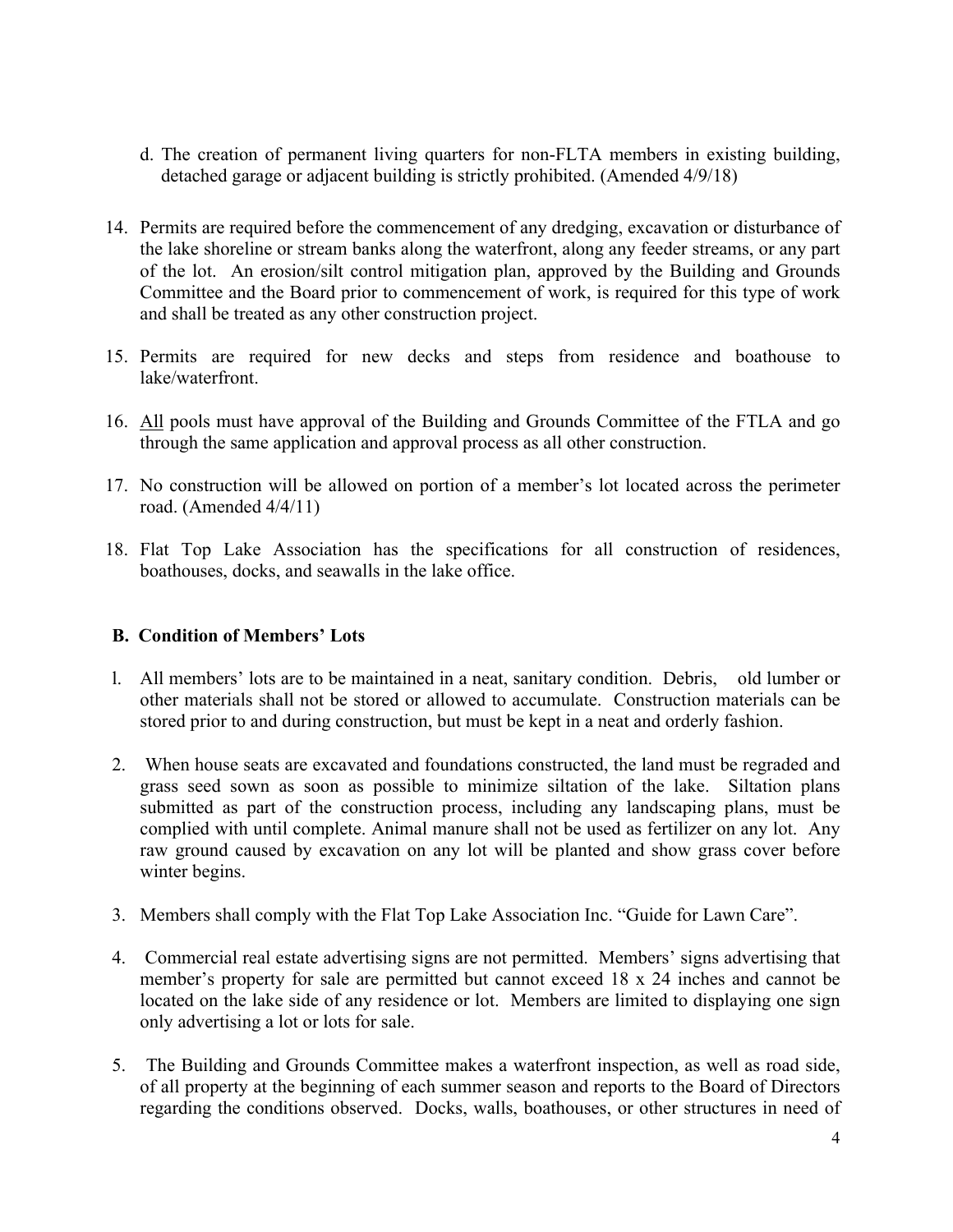d. The creation of permanent living quarters for non-FLTA members in existing building, detached garage or adjacent building is strictly prohibited. (Amended 4/9/18)

14. Permits are required before the commencement of any dredging, excavation or disturbance of the lake shoreline or stream banks along the waterfront, along any feeder streams, or any part of the lot. An erosion/silt control mitigation plan, approved by the Building and Grounds Committee and the Board prior to commencement of work, is required for this type of work and shall be treated as any other construction project.

15. Permits are required for new decks and steps from residence and boathouse to lake/waterfront.

16. <u>All</u> pools must have approval of the Building and Grounds Committee of the FTLA and go through the same application and approval process as all other construction.

17. No construction will be allowed on portion of a member's lot located across the perimeter road. (Amended 4/4/11)

18. Flat Top Lake Association has the specifications for all construction of residences, boathouses, docks, and seawalls in the lake office.

**B. Condition of Members' Lots**

1. All members' lots are to be maintained in a neat, sanitary condition. Debris, old lumber or other materials shall not be stored or allowed to accumulate. Construction materials can be stored prior to and during construction, but must be kept in a neat and orderly fashion.

2. When house seats are excavated and foundations constructed, the land must be regraded and grass seed sown as soon as possible to minimize siltation of the lake. Siltation plans submitted as part of the construction process, including any landscaping plans, must be complied with until complete. Animal manure shall not be used as fertilizer on any lot. Any raw ground caused by excavation on any lot will be planted and show grass cover before winter begins.

3. Members shall comply with the Flat Top Lake Association Inc. "Guide for Lawn Care".

4. Commercial real estate advertising signs are not permitted. Members' signs advertising that member's property for sale are permitted but cannot exceed 18 x 24 inches and cannot be located on the lake side of any residence or lot. Members are limited to displaying one sign only advertising a lot or lots for sale.

5. The Building and Grounds Committee makes a waterfront inspection, as well as road side, of all property at the beginning of each summer season and reports to the Board of Directors regarding the conditions observed. Docks, walls, boathouses, or other structures in need of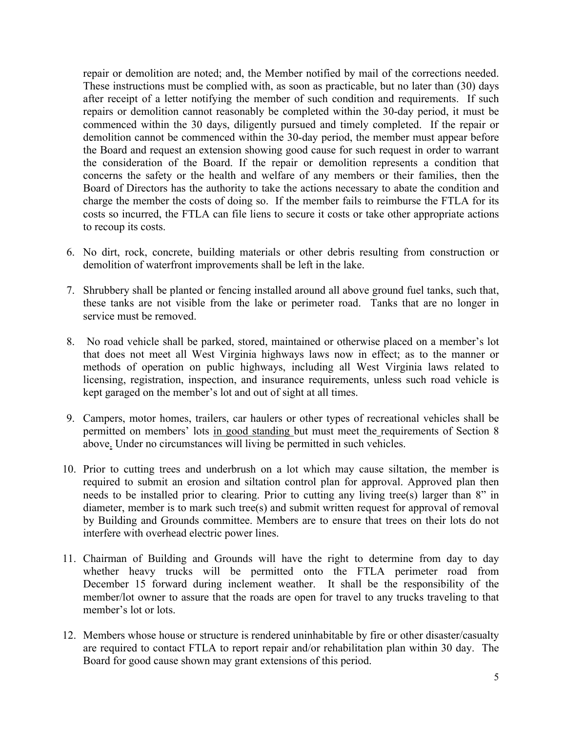repair or demolition are noted; and, the Member notified by mail of the corrections needed. These instructions must be complied with, as soon as practicable, but no later than (30) days after receipt of a letter notifying the member of such condition and requirements. If such repairs or demolition cannot reasonably be completed within the 30-day period, it must be commenced within the 30 days, diligently pursued and timely completed. If the repair or demolition cannot be commenced within the 30-day period, the member must appear before the Board and request an extension showing good cause for such request in order to warrant the consideration of the Board. If the repair or demolition represents a condition that concerns the safety or the health and welfare of any members or their families, then the Board of Directors has the authority to take the actions necessary to abate the condition and charge the member the costs of doing so. If the member fails to reimburse the FTLA for its costs so incurred, the FTLA can file liens to secure it costs or take other appropriate actions to recoup its costs.

6. No dirt, rock, concrete, building materials or other debris resulting from construction or demolition of waterfront improvements shall be left in the lake.

7. Shrubbery shall be planted or fencing installed around all above ground fuel tanks, such that, these tanks are not visible from the lake or perimeter road. Tanks that are no longer in service must be removed.

8. No road vehicle shall be parked, stored, maintained or otherwise placed on a member's lot that does not meet all West Virginia highways laws now in effect; as to the manner or methods of operation on public highways, including all West Virginia laws related to licensing, registration, inspection, and insurance requirements, unless such road vehicle is kept garaged on the member's lot and out of sight at all times.

9. Campers, motor homes, trailers, car haulers or other types of recreational vehicles shall be permitted on members' lots <u>in good standing</u> but must meet the requirements of Section 8 above. Under no circumstances will living be permitted in such vehicles.

10. Prior to cutting trees and underbrush on a lot which may cause siltation, the member is required to submit an erosion and siltation control plan for approval. Approved plan then needs to be installed prior to clearing. Prior to cutting any living tree(s) larger than 8" in diameter, member is to mark such tree(s) and submit written request for approval of removal by Building and Grounds committee. Members are to ensure that trees on their lots do not interfere with overhead electric power lines.

11. Chairman of Building and Grounds will have the right to determine from day to day whether heavy trucks will be permitted onto the FTLA perimeter road from December 15 forward during inclement weather. It shall be the responsibility of the member/lot owner to assure that the roads are open for travel to any trucks traveling to that member's lot or lots.

12. Members whose house or structure is rendered uninhabitable by fire or other disaster/casualty are required to contact FTLA to report repair and/or rehabilitation plan within 30 day. The Board for good cause shown may grant extensions of this period.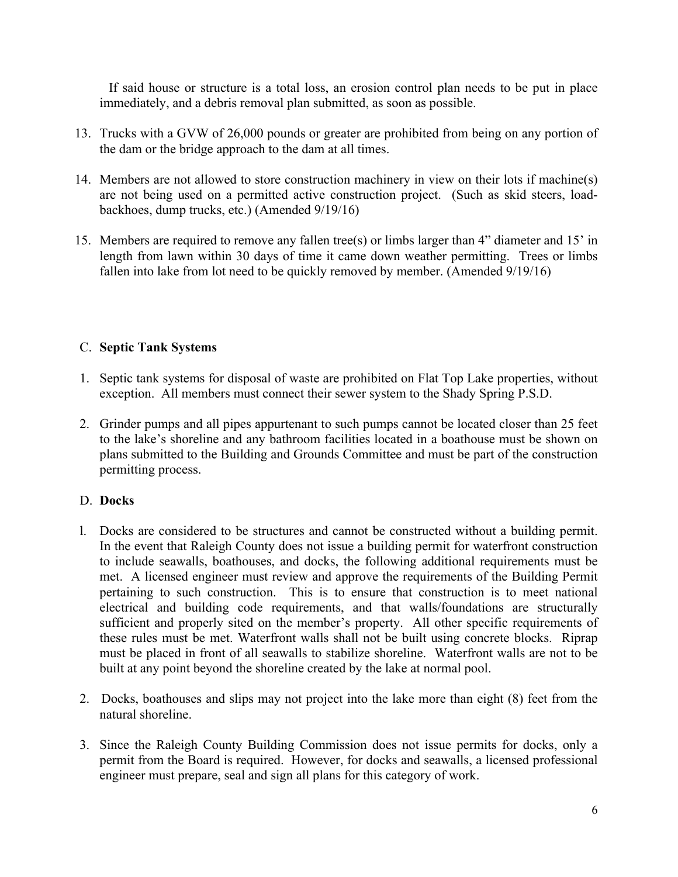If said house or structure is a total loss, an erosion control plan needs to be put in place immediately, and a debris removal plan submitted, as soon as possible.

13. Trucks with a GVW of 26,000 pounds or greater are prohibited from being on any portion of the dam or the bridge approach to the dam at all times.

14. Members are not allowed to store construction machinery in view on their lots if machine(s) are not being used on a permitted active construction project. (Such as skid steers, load-backhoes, dump trucks, etc.) (Amended 9/19/16)

15. Members are required to remove any fallen tree(s) or limbs larger than 4" diameter and 15' in length from lawn within 30 days of time it came down weather permitting. Trees or limbs fallen into lake from lot need to be quickly removed by member. (Amended 9/19/16)

C. **Septic Tank Systems**

1. Septic tank systems for disposal of waste are prohibited on Flat Top Lake properties, without exception. All members must connect their sewer system to the Shady Spring P.S.D.

2. Grinder pumps and all pipes appurtenant to such pumps cannot be located closer than 25 feet to the lake's shoreline and any bathroom facilities located in a boathouse must be shown on plans submitted to the Building and Grounds Committee and must be part of the construction permitting process.

D. **Docks**

1. Docks are considered to be structures and cannot be constructed without a building permit. In the event that Raleigh County does not issue a building permit for waterfront construction to include seawalls, boathouses, and docks, the following additional requirements must be met. A licensed engineer must review and approve the requirements of the Building Permit pertaining to such construction. This is to ensure that construction is to meet national electrical and building code requirements, and that walls/foundations are structurally sufficient and properly sited on the member's property. All other specific requirements of these rules must be met. Waterfront walls shall not be built using concrete blocks. Riprap must be placed in front of all seawalls to stabilize shoreline. Waterfront walls are not to be built at any point beyond the shoreline created by the lake at normal pool.

2. Docks, boathouses and slips may not project into the lake more than eight (8) feet from the natural shoreline.

3. Since the Raleigh County Building Commission does not issue permits for docks, only a permit from the Board is required. However, for docks and seawalls, a licensed professional engineer must prepare, seal and sign all plans for this category of work.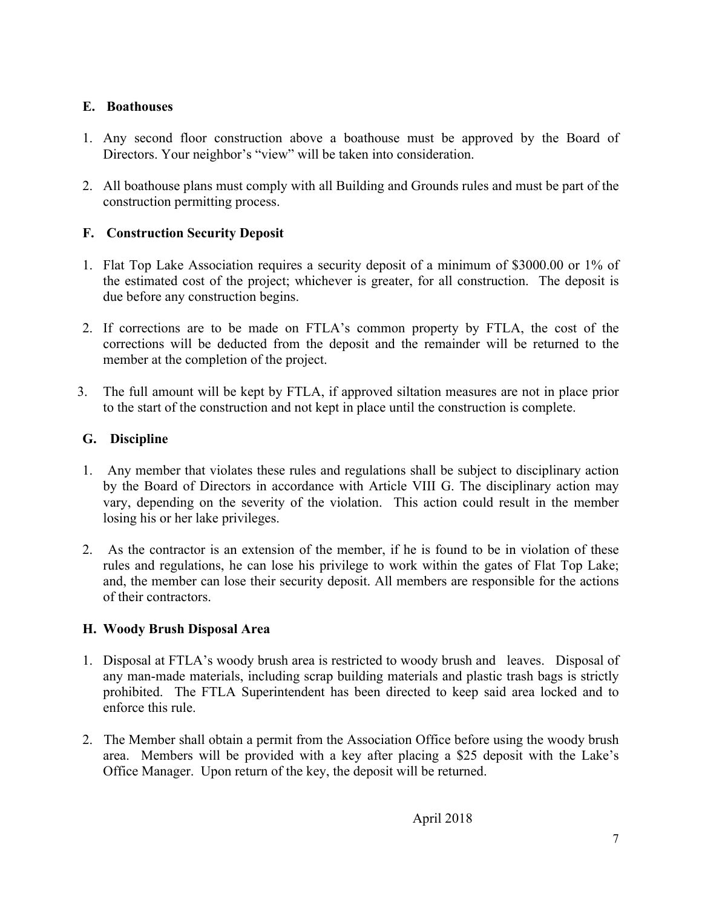### E. Boathouses

1. Any second floor construction above a boathouse must be approved by the Board of Directors. Your neighbor's "view" will be taken into consideration.

2. All boathouse plans must comply with all Building and Grounds rules and must be part of the construction permitting process.

### F. Construction Security Deposit

1. Flat Top Lake Association requires a security deposit of a minimum of $3000.00 or 1% of the estimated cost of the project; whichever is greater, for all construction. The deposit is due before any construction begins.

2. If corrections are to be made on FTLA's common property by FTLA, the cost of the corrections will be deducted from the deposit and the remainder will be returned to the member at the completion of the project.

3. The full amount will be kept by FTLA, if approved siltation measures are not in place prior to the start of the construction and not kept in place until the construction is complete.

### G. Discipline

1. Any member that violates these rules and regulations shall be subject to disciplinary action by the Board of Directors in accordance with Article VIII G. The disciplinary action may vary, depending on the severity of the violation. This action could result in the member losing his or her lake privileges.

2. As the contractor is an extension of the member, if he is found to be in violation of these rules and regulations, he can lose his privilege to work within the gates of Flat Top Lake; and, the member can lose their security deposit. All members are responsible for the actions of their contractors.

### H. Woody Brush Disposal Area

1. Disposal at FTLA's woody brush area is restricted to woody brush and leaves. Disposal of any man-made materials, including scrap building materials and plastic trash bags is strictly prohibited. The FTLA Superintendent has been directed to keep said area locked and to enforce this rule.

2. The Member shall obtain a permit from the Association Office before using the woody brush area. Members will be provided with a key after placing a $25 deposit with the Lake's Office Manager. Upon return of the key, the deposit will be returned.

April 2018